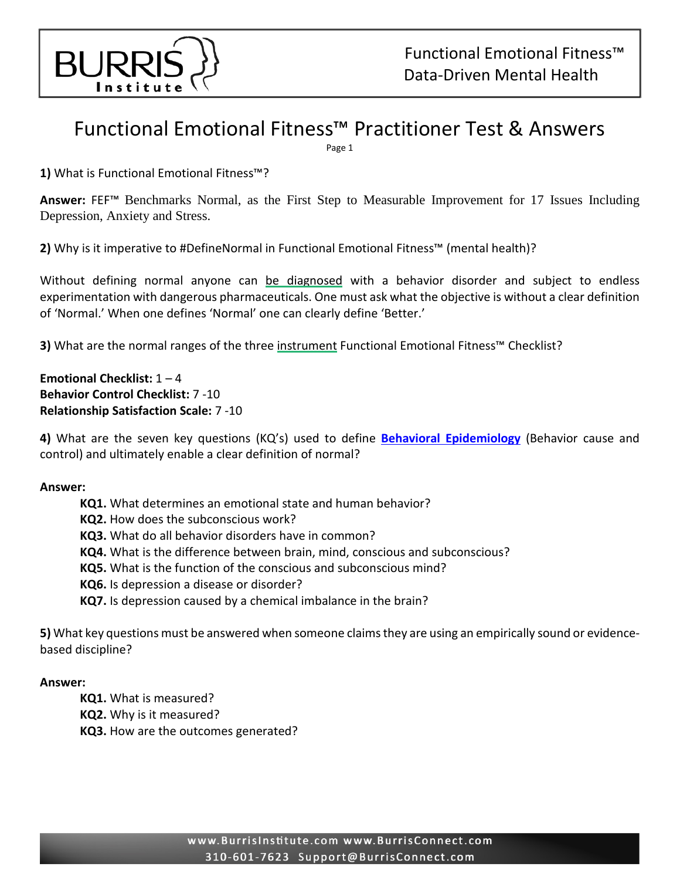# Functional Emotional Fitness™ Practitioner Test & Answers

**1)** What is Functional Emotional Fitness™?

**Answer:** FEF™ Benchmarks Normal, as the First Step to Measurable Improvement for 17 Issues Including Depression, Anxiety and Stress.

**2)** Why is it imperative to #DefineNormal in Functional Emotional Fitness™ (mental health)?

Without defining normal anyone can be diagnosed with a behavior disorder and subject to endless experimentation with dangerous pharmaceuticals. One must ask what the objective is without a clear definition of 'Normal.' When one defines 'Normal' one can clearly define 'Better.'

**3)** What are the normal ranges of the three instrument Functional Emotional Fitness™ Checklist?

**Emotional Checklist:** 1 – 4
**Behavior Control Checklist:** 7 -10
**Relationship Satisfaction Scale:** 7 -10

**4)** What are the seven key questions (KQ's) used to define **Behavioral Epidemiology** (Behavior cause and control) and ultimately enable a clear definition of normal?

**Answer:**

- **KQ1.** What determines an emotional state and human behavior?
- **KQ2.** How does the subconscious work?
- **KQ3.** What do all behavior disorders have in common?
- **KQ4.** What is the difference between brain, mind, conscious and subconscious?
- **KQ5.** What is the function of the conscious and subconscious mind?
- **KQ6.** Is depression a disease or disorder?
- **KQ7.** Is depression caused by a chemical imbalance in the brain?

**5)** What key questions must be answered when someone claims they are using an empirically sound or evidence-based discipline?

**Answer:**

- **KQ1.** What is measured?
- **KQ2.** Why is it measured?
- **KQ3.** How are the outcomes generated?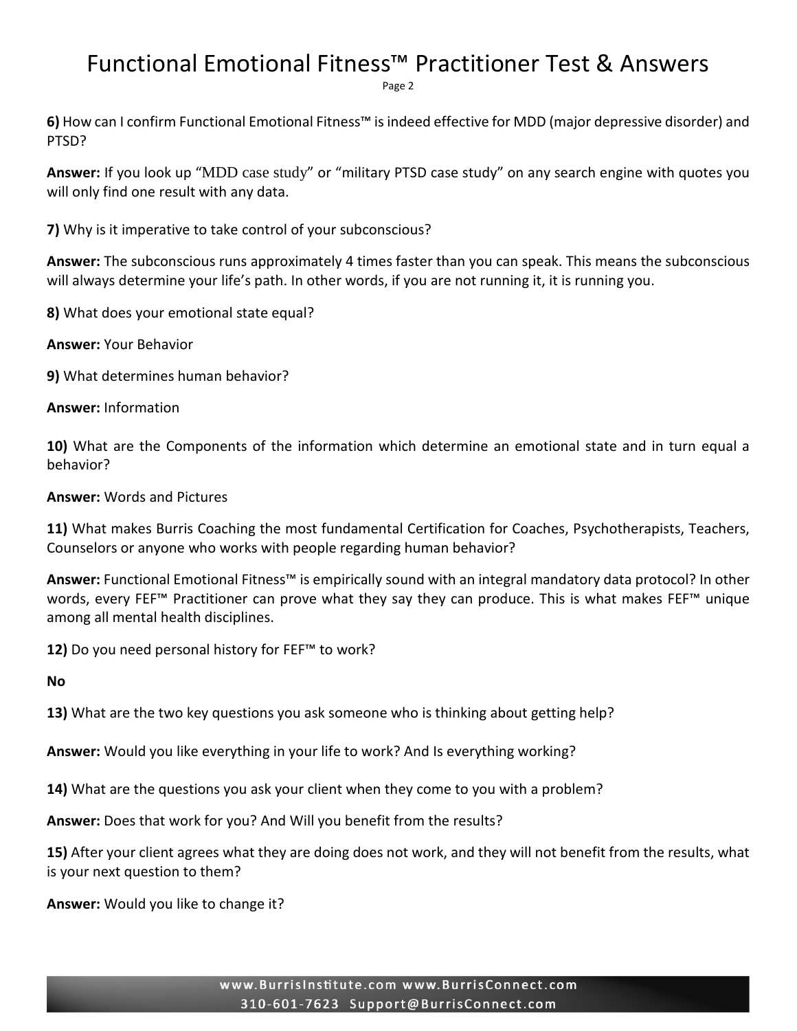**6)** How can I confirm Functional Emotional Fitness™ is indeed effective for MDD (major depressive disorder) and PTSD?

**Answer:** If you look up "MDD case study" or "military PTSD case study" on any search engine with quotes you will only find one result with any data.

**7)** Why is it imperative to take control of your subconscious?

**Answer:** The subconscious runs approximately 4 times faster than you can speak. This means the subconscious will always determine your life's path. In other words, if you are not running it, it is running you.

**8)** What does your emotional state equal?

**Answer:** Your Behavior

**9)** What determines human behavior?

**Answer:** Information

**10)** What are the Components of the information which determine an emotional state and in turn equal a behavior?

**Answer:** Words and Pictures

**11)** What makes Burris Coaching the most fundamental Certification for Coaches, Psychotherapists, Teachers, Counselors or anyone who works with people regarding human behavior?

**Answer:** Functional Emotional Fitness™ is empirically sound with an integral mandatory data protocol? In other words, every FEF™ Practitioner can prove what they say they can produce. This is what makes FEF™ unique among all mental health disciplines.

**12)** Do you need personal history for FEF™ to work?

**No**

**13)** What are the two key questions you ask someone who is thinking about getting help?

**Answer:** Would you like everything in your life to work? And Is everything working?

**14)** What are the questions you ask your client when they come to you with a problem?

**Answer:** Does that work for you? And Will you benefit from the results?

**15)** After your client agrees what they are doing does not work, and they will not benefit from the results, what is your next question to them?

**Answer:** Would you like to change it?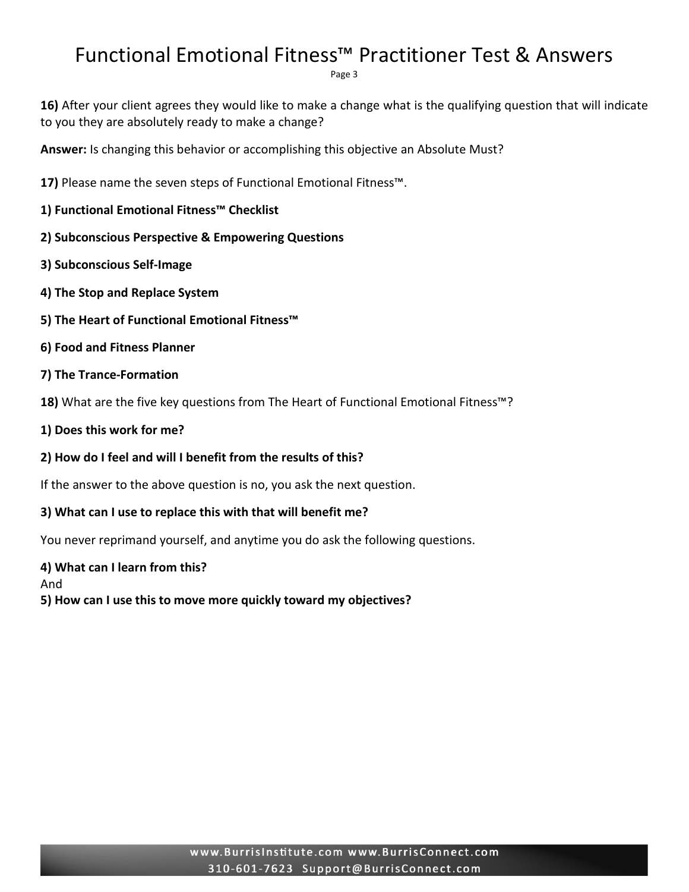**16)** After your client agrees they would like to make a change what is the qualifying question that will indicate to you they are absolutely ready to make a change?

**Answer:** Is changing this behavior or accomplishing this objective an Absolute Must?

**17)** Please name the seven steps of Functional Emotional Fitness™.

**1) Functional Emotional Fitness™ Checklist**

**2) Subconscious Perspective & Empowering Questions**

**3) Subconscious Self-Image**

**4) The Stop and Replace System**

**5) The Heart of Functional Emotional Fitness™**

**6) Food and Fitness Planner**

**7) The Trance-Formation**

**18)** What are the five key questions from The Heart of Functional Emotional Fitness™?

**1) Does this work for me?**

**2) How do I feel and will I benefit from the results of this?**

If the answer to the above question is no, you ask the next question.

**3) What can I use to replace this with that will benefit me?**

You never reprimand yourself, and anytime you do ask the following questions.

**4) What can I learn from this?**
And
**5) How can I use this to move more quickly toward my objectives?**